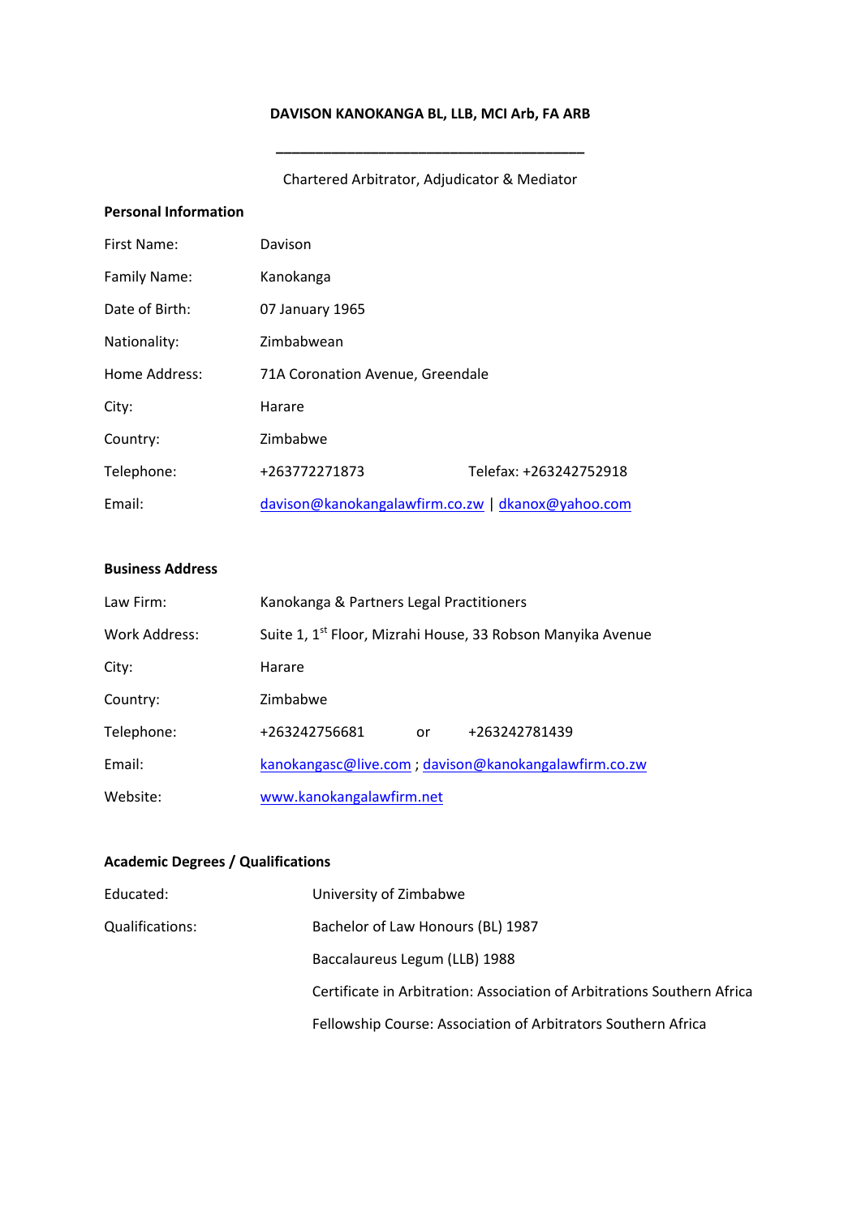**DAVISON KANOKANGA BL, LLB, MCI Arb, FA ARB**

---

Chartered Arbitrator, Adjudicator & Mediator

**Personal Information**

| | | |
|---|---|---|
| First Name: | Davison | |
| Family Name: | Kanokanga | |
| Date of Birth: | 07 January 1965 | |
| Nationality: | Zimbabwean | |
| Home Address: | 71A Coronation Avenue, Greendale | |
| City: | Harare | |
| Country: | Zimbabwe | |
| Telephone: | +263772271873 | Telefax: +263242752918 |
| Email: | davison@kanokangalawfirm.co.zw \| dkanox@yahoo.com | |

**Business Address**

| | |
|---|---|
| Law Firm: | Kanokanga & Partners Legal Practitioners |
| Work Address: | Suite 1, 1st Floor, Mizrahi House, 33 Robson Manyika Avenue |
| City: | Harare |
| Country: | Zimbabwe |
| Telephone: | +263242756681 or +263242781439 |
| Email: | kanokangasc@live.com ; davison@kanokangalawfirm.co.zw |
| Website: | www.kanokangalawfirm.net |

**Academic Degrees / Qualifications**

| | |
|---|---|
| Educated: | University of Zimbabwe |
| Qualifications: | Bachelor of Law Honours (BL) 1987 |
| | Baccalaureus Legum (LLB) 1988 |
| | Certificate in Arbitration: Association of Arbitrations Southern Africa |
| | Fellowship Course: Association of Arbitrators Southern Africa |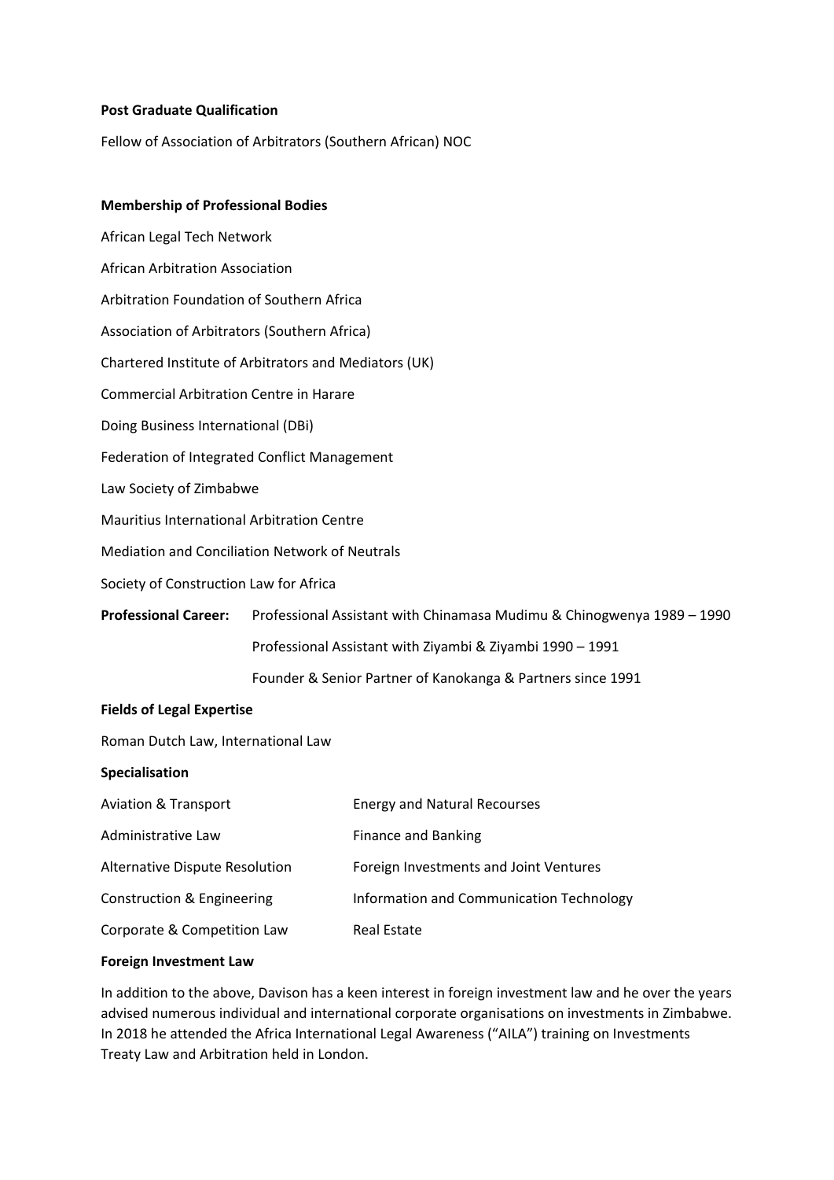**Post Graduate Qualification**

Fellow of Association of Arbitrators (Southern African) NOC

**Membership of Professional Bodies**

African Legal Tech Network

African Arbitration Association

Arbitration Foundation of Southern Africa

Association of Arbitrators (Southern Africa)

Chartered Institute of Arbitrators and Mediators (UK)

Commercial Arbitration Centre in Harare

Doing Business International (DBi)

Federation of Integrated Conflict Management

Law Society of Zimbabwe

Mauritius International Arbitration Centre

Mediation and Conciliation Network of Neutrals

Society of Construction Law for Africa

**Professional Career:** Professional Assistant with Chinamasa Mudimu & Chinogwenya 1989 – 1990

Professional Assistant with Ziyambi & Ziyambi 1990 – 1991

Founder & Senior Partner of Kanokanga & Partners since 1991

**Fields of Legal Expertise**

Roman Dutch Law, International Law

**Specialisation**

| | |
|---|---|
| Aviation & Transport | Energy and Natural Recourses |
| Administrative Law | Finance and Banking |
| Alternative Dispute Resolution | Foreign Investments and Joint Ventures |
| Construction & Engineering | Information and Communication Technology |
| Corporate & Competition Law | Real Estate |

**Foreign Investment Law**

In addition to the above, Davison has a keen interest in foreign investment law and he over the years advised numerous individual and international corporate organisations on investments in Zimbabwe. In 2018 he attended the Africa International Legal Awareness ("AILA") training on Investments Treaty Law and Arbitration held in London.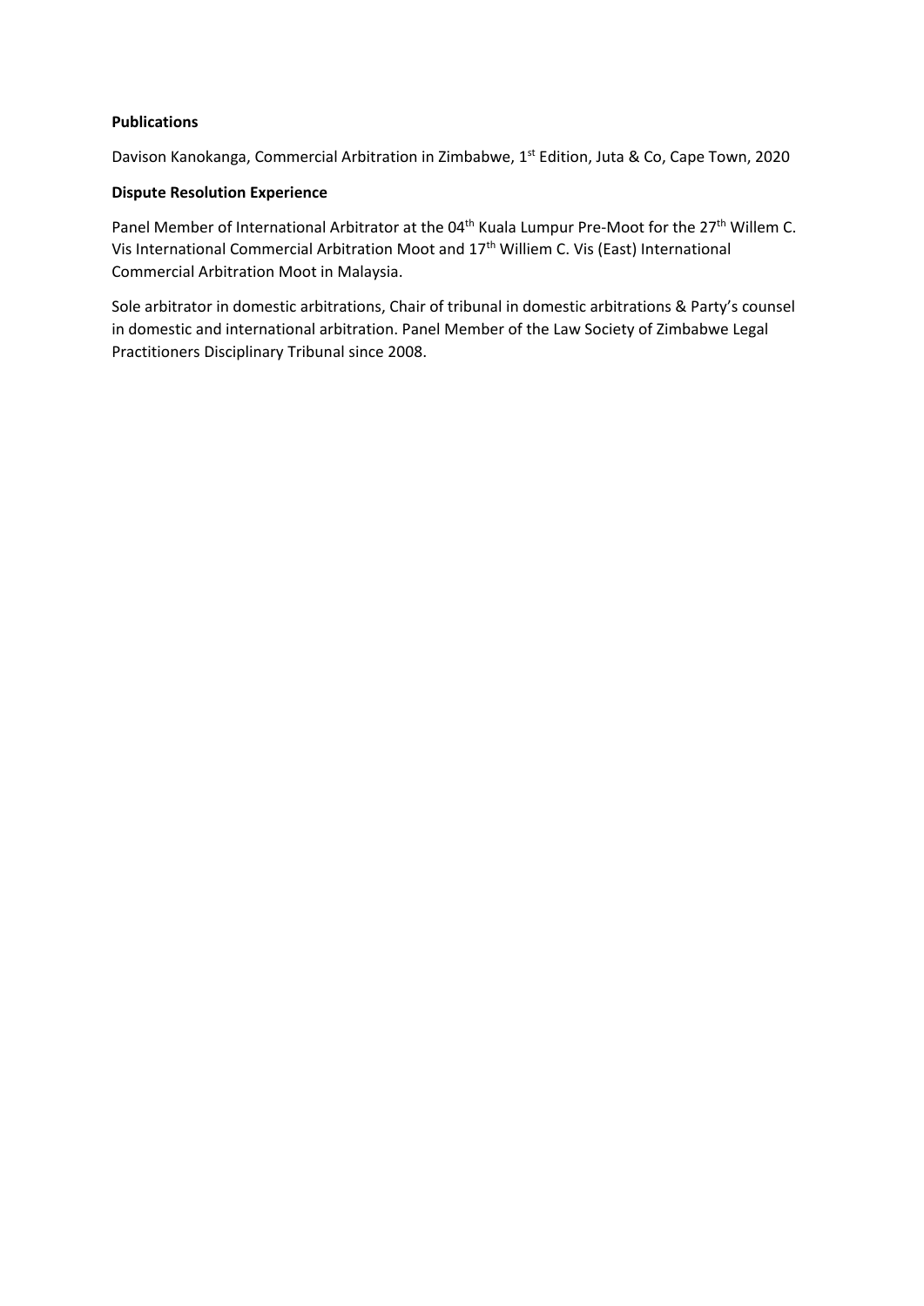**Publications**

Davison Kanokanga, Commercial Arbitration in Zimbabwe, 1st Edition, Juta & Co, Cape Town, 2020

**Dispute Resolution Experience**

Panel Member of International Arbitrator at the 04th Kuala Lumpur Pre-Moot for the 27th Willem C. Vis International Commercial Arbitration Moot and 17th Williem C. Vis (East) International Commercial Arbitration Moot in Malaysia.

Sole arbitrator in domestic arbitrations, Chair of tribunal in domestic arbitrations & Party's counsel in domestic and international arbitration. Panel Member of the Law Society of Zimbabwe Legal Practitioners Disciplinary Tribunal since 2008.